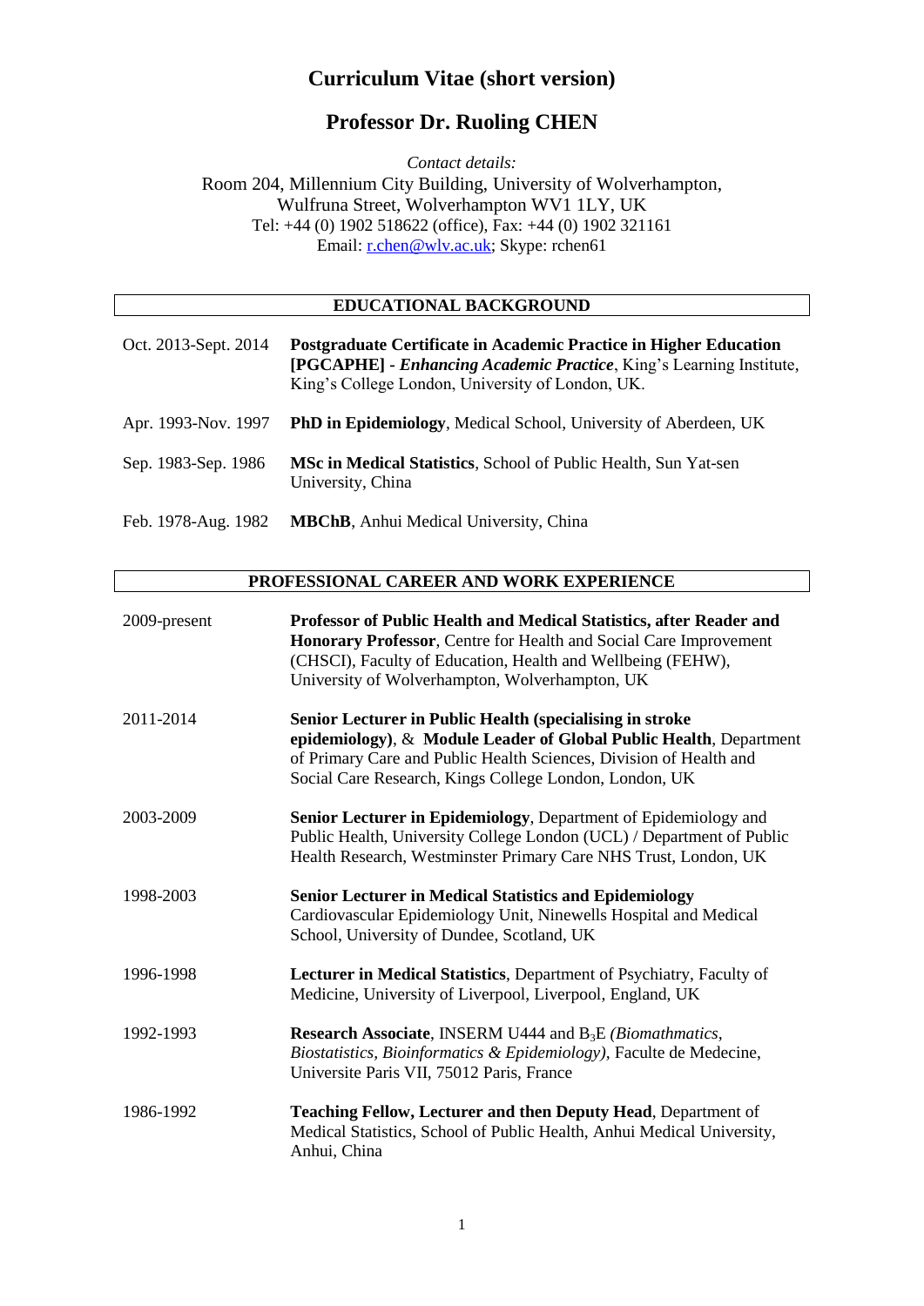# Curriculum Vitae (short version)

## Professor Dr. Ruoling CHEN

*Contact details:*

Room 204, Millennium City Building, University of Wolverhampton, Wulfruna Street, Wolverhampton WV1 1LY, UK
Tel: +44 (0) 1902 518622 (office), Fax: +44 (0) 1902 321161
Email: r.chen@wlv.ac.uk; Skype: rchen61

## EDUCATIONAL BACKGROUND

| | |
|---|---|
| Oct. 2013-Sept. 2014 | **Postgraduate Certificate in Academic Practice in Higher Education [PGCAPHE] -** ***Enhancing Academic Practice***, King's Learning Institute, King's College London, University of London, UK. |
| Apr. 1993-Nov. 1997 | **PhD in Epidemiology**, Medical School, University of Aberdeen, UK |
| Sep. 1983-Sep. 1986 | **MSc in Medical Statistics**, School of Public Health, Sun Yat-sen University, China |
| Feb. 1978-Aug. 1982 | **MBChB**, Anhui Medical University, China |

## PROFESSIONAL CAREER AND WORK EXPERIENCE

| | |
|---|---|
| 2009-present | **Professor of Public Health and Medical Statistics, after Reader and Honorary Professor**, Centre for Health and Social Care Improvement (CHSCI), Faculty of Education, Health and Wellbeing (FEHW), University of Wolverhampton, Wolverhampton, UK |
| 2011-2014 | **Senior Lecturer in Public Health (specialising in stroke epidemiology)**, & **Module Leader of Global Public Health**, Department of Primary Care and Public Health Sciences, Division of Health and Social Care Research, Kings College London, London, UK |
| 2003-2009 | **Senior Lecturer in Epidemiology**, Department of Epidemiology and Public Health, University College London (UCL) / Department of Public Health Research, Westminster Primary Care NHS Trust, London, UK |
| 1998-2003 | **Senior Lecturer in Medical Statistics and Epidemiology** Cardiovascular Epidemiology Unit, Ninewells Hospital and Medical School, University of Dundee, Scotland, UK |
| 1996-1998 | **Lecturer in Medical Statistics**, Department of Psychiatry, Faculty of Medicine, University of Liverpool, Liverpool, England, UK |
| 1992-1993 | **Research Associate**, INSERM U444 and $B_3E$ *(Biomathmatics, Biostatistics, Bioinformatics & Epidemiology)*, Faculte de Medecine, Universite Paris VII, 75012 Paris, France |
| 1986-1992 | **Teaching Fellow, Lecturer and then Deputy Head**, Department of Medical Statistics, School of Public Health, Anhui Medical University, Anhui, China |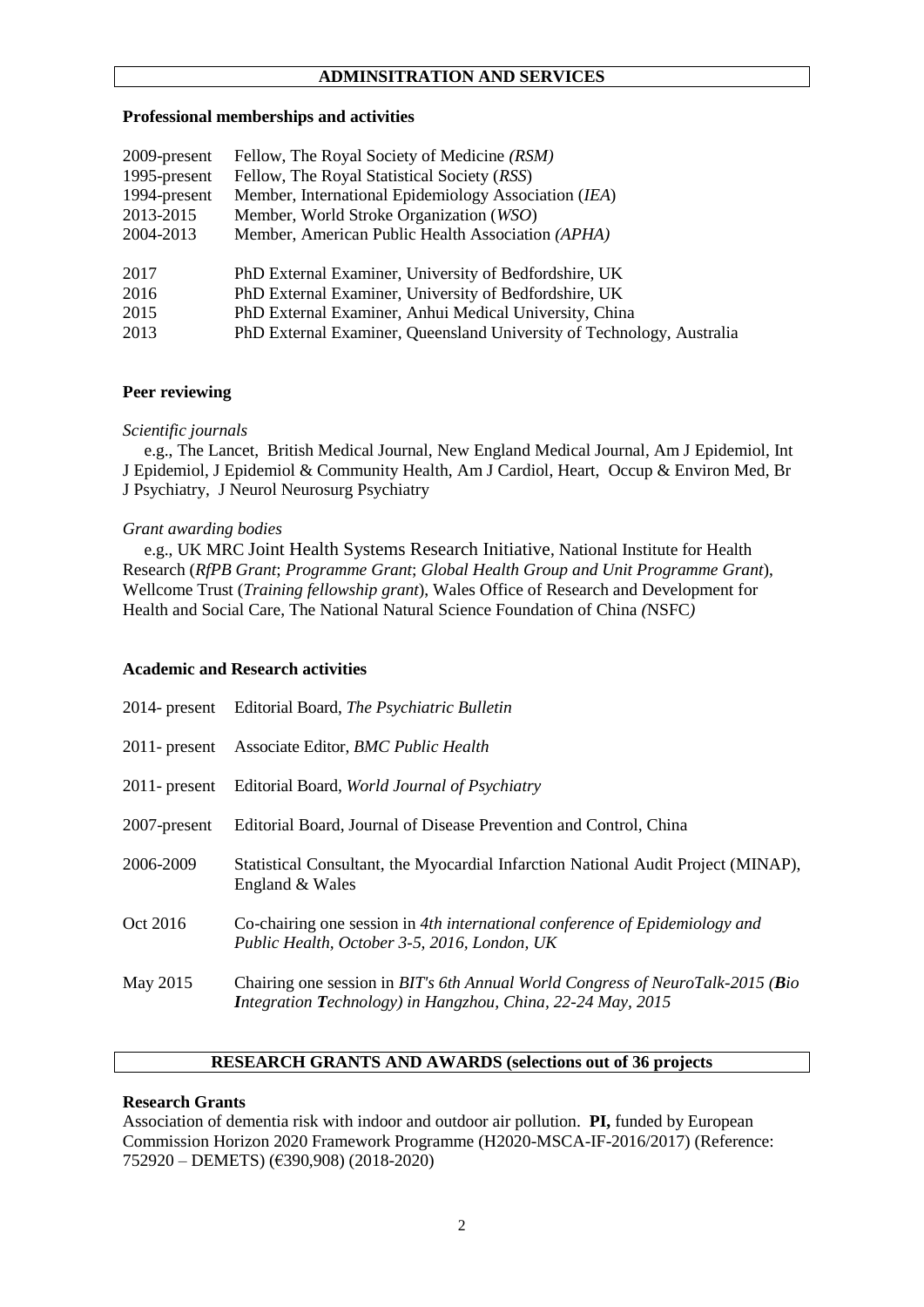## ADMINSITRATION AND SERVICES

### Professional memberships and activities

| | |
|---|---|
| 2009-present | Fellow, The Royal Society of Medicine *(RSM)* |
| 1995-present | Fellow, The Royal Statistical Society (*RSS*) |
| 1994-present | Member, International Epidemiology Association (*IEA*) |
| 2013-2015 | Member, World Stroke Organization (*WSO*) |
| 2004-2013 | Member, American Public Health Association *(APHA)* |
| 2017 | PhD External Examiner, University of Bedfordshire, UK |
| 2016 | PhD External Examiner, University of Bedfordshire, UK |
| 2015 | PhD External Examiner, Anhui Medical University, China |
| 2013 | PhD External Examiner, Queensland University of Technology, Australia |

### Peer reviewing

*Scientific journals*

e.g., The Lancet, British Medical Journal, New England Medical Journal, Am J Epidemiol, Int J Epidemiol, J Epidemiol & Community Health, Am J Cardiol, Heart, Occup & Environ Med, Br J Psychiatry, J Neurol Neurosurg Psychiatry

*Grant awarding bodies*

e.g., UK MRC Joint Health Systems Research Initiative, National Institute for Health Research (*RfPB Grant*; *Programme Grant*; *Global Health Group and Unit Programme Grant*), Wellcome Trust (*Training fellowship grant*), Wales Office of Research and Development for Health and Social Care, The National Natural Science Foundation of China *(*NSFC*)*

### Academic and Research activities

| | |
|---|---|
| 2014- present | Editorial Board, *The Psychiatric Bulletin* |
| 2011- present | Associate Editor, *BMC Public Health* |
| 2011- present | Editorial Board, *World Journal of Psychiatry* |
| 2007-present | Editorial Board, Journal of Disease Prevention and Control, China |
| 2006-2009 | Statistical Consultant, the Myocardial Infarction National Audit Project (MINAP), England & Wales |
| Oct 2016 | Co-chairing one session in *4th international conference of Epidemiology and Public Health, October 3-5, 2016, London, UK* |
| May 2015 | Chairing one session in *BIT's 6th Annual World Congress of NeuroTalk-2015 (**B**io **I**ntegration **T**echnology) in Hangzhou, China, 22-24 May, 2015* |

## RESEARCH GRANTS AND AWARDS (selections out of 36 projects

### Research Grants

Association of dementia risk with indoor and outdoor air pollution. **PI,** funded by European Commission Horizon 2020 Framework Programme (H2020-MSCA-IF-2016/2017) (Reference: 752920 – DEMETS) (€390,908) (2018-2020)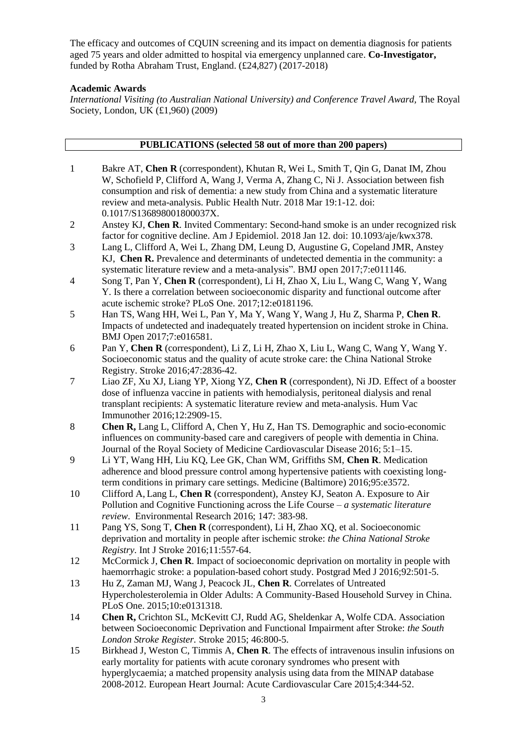The efficacy and outcomes of CQUIN screening and its impact on dementia diagnosis for patients aged 75 years and older admitted to hospital via emergency unplanned care. **Co-Investigator,** funded by Rotha Abraham Trust, England. (£24,827) (2017-2018)

### Academic Awards

*International Visiting (to Australian National University) and Conference Travel Award,* The Royal Society, London, UK (£1,960) (2009)

## PUBLICATIONS (selected 58 out of more than 200 papers)

1. Bakre AT, **Chen R** (correspondent), Khutan R, Wei L, Smith T, Qin G, Danat IM, Zhou W, Schofield P, Clifford A, Wang J, Verma A, Zhang C, Ni J. Association between fish consumption and risk of dementia: a new study from China and a systematic literature review and meta-analysis. Public Health Nutr. 2018 Mar 19:1-12. doi: 0.1017/S136898001800037X.
2. Anstey KJ, **Chen R**. Invited Commentary: Second-hand smoke is an under recognized risk factor for cognitive decline. Am J Epidemiol. 2018 Jan 12. doi: 10.1093/aje/kwx378.
3. Lang L, Clifford A, Wei L, Zhang DM, Leung D, Augustine G, Copeland JMR, Anstey KJ, **Chen R.** Prevalence and determinants of undetected dementia in the community: a systematic literature review and a meta-analysis". BMJ open 2017;7:e011146.
4. Song T, Pan Y, **Chen R** (correspondent), Li H, Zhao X, Liu L, Wang C, Wang Y, Wang Y. Is there a correlation between socioeconomic disparity and functional outcome after acute ischemic stroke? PLoS One. 2017;12:e0181196.
5. Han TS, Wang HH, Wei L, Pan Y, Ma Y, Wang Y, Wang J, Hu Z, Sharma P, **Chen R**. Impacts of undetected and inadequately treated hypertension on incident stroke in China. BMJ Open 2017;7:e016581.
6. Pan Y, **Chen R** (correspondent), Li Z, Li H, Zhao X, Liu L, Wang C, Wang Y, Wang Y. Socioeconomic status and the quality of acute stroke care: the China National Stroke Registry. Stroke 2016;47:2836-42.
7. Liao ZF, Xu XJ, Liang YP, Xiong YZ, **Chen R** (correspondent), Ni JD. Effect of a booster dose of influenza vaccine in patients with hemodialysis, peritoneal dialysis and renal transplant recipients: A systematic literature review and meta-analysis. Hum Vac Immunother 2016;12:2909-15.
8. **Chen R,** Lang L, Clifford A, Chen Y, Hu Z, Han TS. Demographic and socio-economic influences on community-based care and caregivers of people with dementia in China. Journal of the Royal Society of Medicine Cardiovascular Disease 2016; 5:1–15.
9. Li YT, Wang HH, Liu KQ, Lee GK, Chan WM, Griffiths SM, **Chen R**. Medication adherence and blood pressure control among hypertensive patients with coexisting long-term conditions in primary care settings. Medicine (Baltimore) 2016;95:e3572.
10. Clifford A, Lang L, **Chen R** (correspondent), Anstey KJ, Seaton A. Exposure to Air Pollution and Cognitive Functioning across the Life Course – *a systematic literature review*. Environmental Research 2016; 147: 383-98.
11. Pang YS, Song T, **Chen R** (correspondent), Li H, Zhao XQ, et al. Socioeconomic deprivation and mortality in people after ischemic stroke: *the China National Stroke Registry*. Int J Stroke 2016;11:557-64.
12. McCormick J, **Chen R**. Impact of socioeconomic deprivation on mortality in people with haemorrhagic stroke: a population-based cohort study. Postgrad Med J 2016;92:501-5.
13. Hu Z, Zaman MJ, Wang J, Peacock JL, **Chen R**. Correlates of Untreated Hypercholesterolemia in Older Adults: A Community-Based Household Survey in China. PLoS One. 2015;10:e0131318.
14. **Chen R,** Crichton SL, McKevitt CJ, Rudd AG, Sheldenkar A, Wolfe CDA. Association between Socioeconomic Deprivation and Functional Impairment after Stroke: *the South London Stroke Register.* Stroke 2015; 46:800-5.
15. Birkhead J, Weston C, Timmis A, **Chen R**. The effects of intravenous insulin infusions on early mortality for patients with acute coronary syndromes who present with hyperglycaemia; a matched propensity analysis using data from the MINAP database 2008-2012. European Heart Journal: Acute Cardiovascular Care 2015;4:344-52.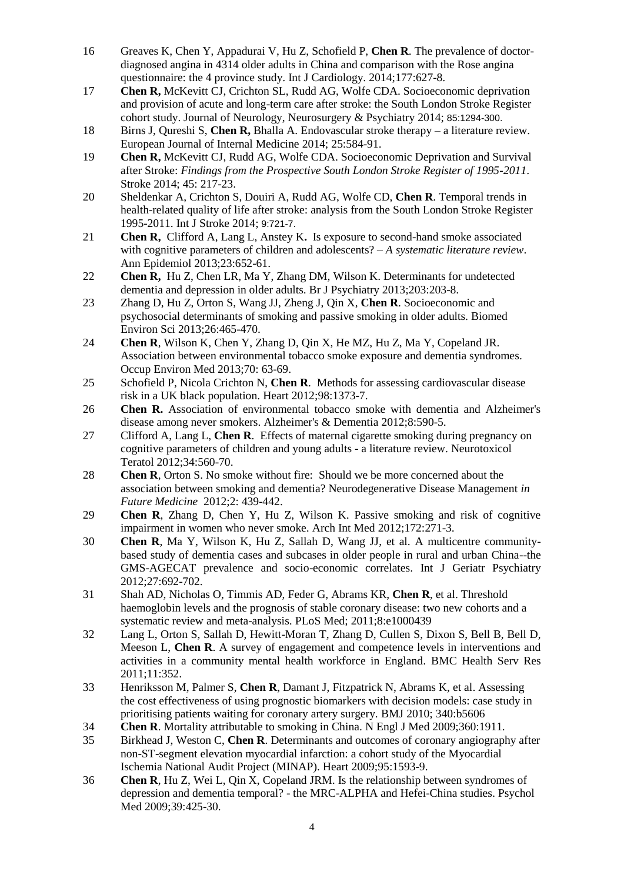16 Greaves K, Chen Y, Appadurai V, Hu Z, Schofield P, **Chen R**. The prevalence of doctor-diagnosed angina in 4314 older adults in China and comparison with the Rose angina questionnaire: the 4 province study. Int J Cardiology. 2014;177:627-8.

17 **Chen R,** McKevitt CJ, Crichton SL, Rudd AG, Wolfe CDA. Socioeconomic deprivation and provision of acute and long-term care after stroke: the South London Stroke Register cohort study. Journal of Neurology, Neurosurgery & Psychiatry 2014; 85:1294-300.

18 Birns J, Qureshi S, **Chen R,** Bhalla A. Endovascular stroke therapy – a literature review. European Journal of Internal Medicine 2014; 25:584-91.

19 **Chen R,** McKevitt CJ, Rudd AG, Wolfe CDA. Socioeconomic Deprivation and Survival after Stroke: *Findings from the Prospective South London Stroke Register of 1995-2011*. Stroke 2014; 45: 217-23.

20 Sheldenkar A, Crichton S, Douiri A, Rudd AG, Wolfe CD, **Chen R**. Temporal trends in health-related quality of life after stroke: analysis from the South London Stroke Register 1995-2011. Int J Stroke 2014; 9:721-7.

21 **Chen R,** Clifford A, Lang L, Anstey K**.** Is exposure to second-hand smoke associated with cognitive parameters of children and adolescents? – *A systematic literature review*. Ann Epidemiol 2013;23:652-61.

22 **Chen R,** Hu Z, Chen LR, Ma Y, Zhang DM, Wilson K. Determinants for undetected dementia and depression in older adults. Br J Psychiatry 2013;203:203-8.

23 Zhang D, Hu Z, Orton S, Wang JJ, Zheng J, Qin X, **Chen R**. Socioeconomic and psychosocial determinants of smoking and passive smoking in older adults. Biomed Environ Sci 2013;26:465-470.

24 **Chen R**, Wilson K, Chen Y, Zhang D, Qin X, He MZ, Hu Z, Ma Y, Copeland JR. Association between environmental tobacco smoke exposure and dementia syndromes. Occup Environ Med 2013;70: 63-69.

25 Schofield P, Nicola Crichton N, **Chen R**. Methods for assessing cardiovascular disease risk in a UK black population. Heart 2012;98:1373-7.

26 **Chen R.** Association of environmental tobacco smoke with dementia and Alzheimer's disease among never smokers. Alzheimer's & Dementia 2012;8:590-5.

27 Clifford A, Lang L, **Chen R**. Effects of maternal cigarette smoking during pregnancy on cognitive parameters of children and young adults - a literature review. Neurotoxicol Teratol 2012;34:560-70.

28 **Chen R**, Orton S. No smoke without fire: Should we be more concerned about the association between smoking and dementia? Neurodegenerative Disease Management *in Future Medicine* 2012;2: 439-442.

29 **Chen R**, Zhang D, Chen Y, Hu Z, Wilson K. Passive smoking and risk of cognitive impairment in women who never smoke. Arch Int Med 2012;172:271-3.

30 **Chen R**, Ma Y, Wilson K, Hu Z, Sallah D, Wang JJ, et al. A multicentre community-based study of dementia cases and subcases in older people in rural and urban China--the GMS-AGECAT prevalence and socio-economic correlates. Int J Geriatr Psychiatry 2012;27:692-702.

31 Shah AD, Nicholas O, Timmis AD, Feder G, Abrams KR, **Chen R**, et al. Threshold haemoglobin levels and the prognosis of stable coronary disease: two new cohorts and a systematic review and meta-analysis. PLoS Med; 2011;8:e1000439

32 Lang L, Orton S, Sallah D, Hewitt-Moran T, Zhang D, Cullen S, Dixon S, Bell B, Bell D, Meeson L, **Chen R**. A survey of engagement and competence levels in interventions and activities in a community mental health workforce in England. BMC Health Serv Res 2011;11:352.

33 Henriksson M, Palmer S, **Chen R**, Damant J, Fitzpatrick N, Abrams K, et al. Assessing the cost effectiveness of using prognostic biomarkers with decision models: case study in prioritising patients waiting for coronary artery surgery. BMJ 2010; 340:b5606

34 **Chen R**. Mortality attributable to smoking in China. N Engl J Med 2009;360:1911.

35 Birkhead J, Weston C, **Chen R**. Determinants and outcomes of coronary angiography after non-ST-segment elevation myocardial infarction: a cohort study of the Myocardial Ischemia National Audit Project (MINAP). Heart 2009;95:1593-9.

36 **Chen R**, Hu Z, Wei L, Qin X, Copeland JRM. Is the relationship between syndromes of depression and dementia temporal? - the MRC-ALPHA and Hefei-China studies. Psychol Med 2009;39:425-30.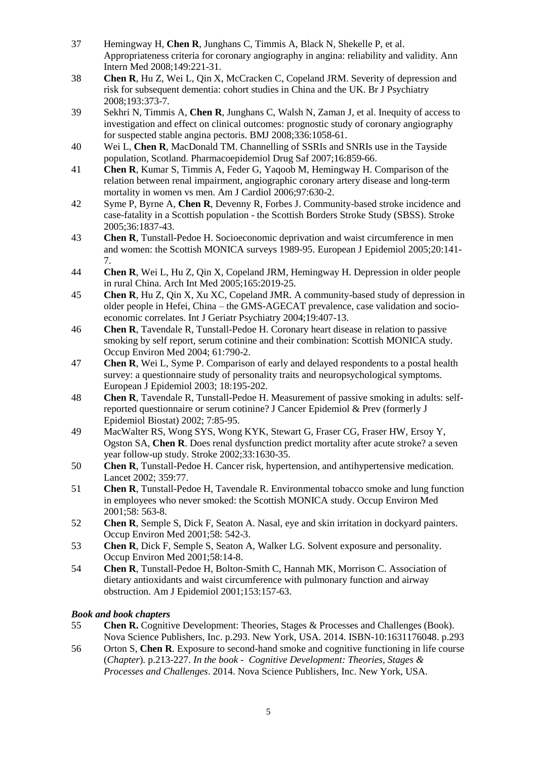37 Hemingway H, **Chen R**, Junghans C, Timmis A, Black N, Shekelle P, et al. Appropriateness criteria for coronary angiography in angina: reliability and validity. Ann Intern Med 2008;149:221-31.

38 **Chen R**, Hu Z, Wei L, Qin X, McCracken C, Copeland JRM. Severity of depression and risk for subsequent dementia: cohort studies in China and the UK. Br J Psychiatry 2008;193:373-7.

39 Sekhri N, Timmis A, **Chen R**, Junghans C, Walsh N, Zaman J, et al. Inequity of access to investigation and effect on clinical outcomes: prognostic study of coronary angiography for suspected stable angina pectoris. BMJ 2008;336:1058-61.

40 Wei L, **Chen R**, MacDonald TM. Channelling of SSRIs and SNRIs use in the Tayside population, Scotland. Pharmacoepidemiol Drug Saf 2007;16:859-66.

41 **Chen R**, Kumar S, Timmis A, Feder G, Yaqoob M, Hemingway H. Comparison of the relation between renal impairment, angiographic coronary artery disease and long-term mortality in women vs men. Am J Cardiol 2006;97:630-2.

42 Syme P, Byrne A, **Chen R**, Devenny R, Forbes J. Community-based stroke incidence and case-fatality in a Scottish population - the Scottish Borders Stroke Study (SBSS). Stroke 2005;36:1837-43.

43 **Chen R**, Tunstall-Pedoe H. Socioeconomic deprivation and waist circumference in men and women: the Scottish MONICA surveys 1989-95. European J Epidemiol 2005;20:141-7.

44 **Chen R**, Wei L, Hu Z, Qin X, Copeland JRM, Hemingway H. Depression in older people in rural China. Arch Int Med 2005;165:2019-25.

45 **Chen R**, Hu Z, Qin X, Xu XC, Copeland JMR. A community-based study of depression in older people in Hefei, China – the GMS-AGECAT prevalence, case validation and socio-economic correlates. Int J Geriatr Psychiatry 2004;19:407-13.

46 **Chen R**, Tavendale R, Tunstall-Pedoe H. Coronary heart disease in relation to passive smoking by self report, serum cotinine and their combination: Scottish MONICA study. Occup Environ Med 2004; 61:790-2.

47 **Chen R**, Wei L, Syme P. Comparison of early and delayed respondents to a postal health survey: a questionnaire study of personality traits and neuropsychological symptoms. European J Epidemiol 2003; 18:195-202.

48 **Chen R**, Tavendale R, Tunstall-Pedoe H. Measurement of passive smoking in adults: self-reported questionnaire or serum cotinine? J Cancer Epidemiol & Prev (formerly J Epidemiol Biostat) 2002; 7:85-95.

49 MacWalter RS, Wong SYS, Wong KYK, Stewart G, Fraser CG, Fraser HW, Ersoy Y, Ogston SA, **Chen R**. Does renal dysfunction predict mortality after acute stroke? a seven year follow-up study. Stroke 2002;33:1630-35.

50 **Chen R**, Tunstall-Pedoe H. Cancer risk, hypertension, and antihypertensive medication. Lancet 2002; 359:77.

51 **Chen R**, Tunstall-Pedoe H, Tavendale R. Environmental tobacco smoke and lung function in employees who never smoked: the Scottish MONICA study. Occup Environ Med 2001;58: 563-8.

52 **Chen R**, Semple S, Dick F, Seaton A. Nasal, eye and skin irritation in dockyard painters. Occup Environ Med 2001;58: 542-3.

53 **Chen R**, Dick F, Semple S, Seaton A, Walker LG. Solvent exposure and personality. Occup Environ Med 2001;58:14-8.

54 **Chen R**, Tunstall-Pedoe H, Bolton-Smith C, Hannah MK, Morrison C. Association of dietary antioxidants and waist circumference with pulmonary function and airway obstruction. Am J Epidemiol 2001;153:157-63.

***Book and book chapters***

55 **Chen R.** Cognitive Development: Theories, Stages & Processes and Challenges (Book). Nova Science Publishers, Inc. p.293. New York, USA. 2014. ISBN-10:1631176048. p.293

56 Orton S, **Chen R**. Exposure to second-hand smoke and cognitive functioning in life course (*Chapter*). p.213-227. *In the book - Cognitive Development: Theories, Stages & Processes and Challenges*. 2014. Nova Science Publishers, Inc. New York, USA.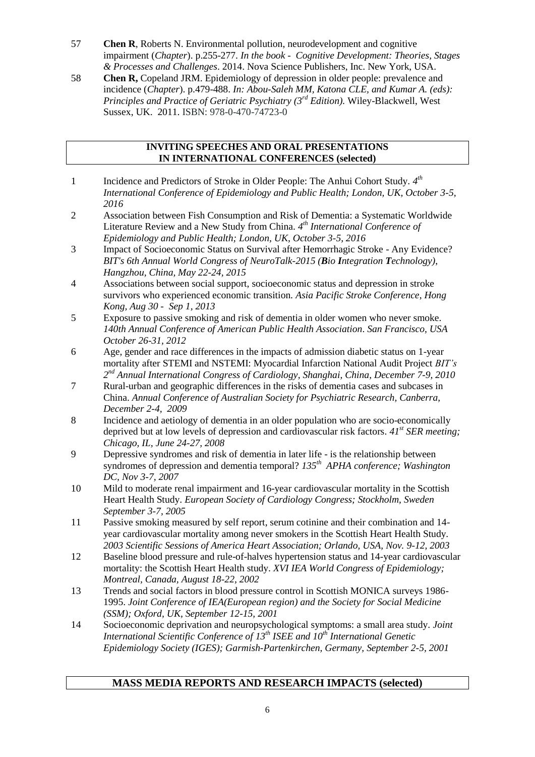57 **Chen R**, Roberts N. Environmental pollution, neurodevelopment and cognitive impairment (*Chapter*). p.255-277. *In the book - Cognitive Development: Theories, Stages & Processes and Challenges*. 2014. Nova Science Publishers, Inc. New York, USA.

58 **Chen R,** Copeland JRM. Epidemiology of depression in older people: prevalence and incidence (*Chapter*). p.479-488. *In: Abou-Saleh MM, Katona CLE, and Kumar A. (eds): Principles and Practice of Geriatric Psychiatry (3rd Edition).* Wiley-Blackwell, West Sussex, UK. 2011. ISBN: 978-0-470-74723-0

## INVITING SPEECHES AND ORAL PRESENTATIONS IN INTERNATIONAL CONFERENCES (selected)

1 Incidence and Predictors of Stroke in Older People: The Anhui Cohort Study. *4th International Conference of Epidemiology and Public Health; London, UK, October 3-5, 2016*

2 Association between Fish Consumption and Risk of Dementia: a Systematic Worldwide Literature Review and a New Study from China. *4th International Conference of Epidemiology and Public Health; London, UK, October 3-5, 2016*

3 Impact of Socioeconomic Status on Survival after Hemorrhagic Stroke - Any Evidence? *BIT's 6th Annual World Congress of NeuroTalk-2015 (**B**io **I**ntegration **T**echnology), Hangzhou, China, May 22-24, 2015*

4 Associations between social support, socioeconomic status and depression in stroke survivors who experienced economic transition. *Asia Pacific Stroke Conference*, *Hong Kong, Aug 30 - Sep 1, 2013*

5 Exposure to passive smoking and risk of dementia in older women who never smoke. *140th Annual Conference of American Public Health Association*. *San Francisco, USA October 26-31, 2012*

6 Age, gender and race differences in the impacts of admission diabetic status on 1-year mortality after STEMI and NSTEMI: Myocardial Infarction National Audit Project *BIT's 2nd Annual International Congress of Cardiology, Shanghai, China, December 7-9, 2010*

7 Rural-urban and geographic differences in the risks of dementia cases and subcases in China. *Annual Conference of Australian Society for Psychiatric Research, Canberra, December 2-4, 2009*

8 Incidence and aetiology of dementia in an older population who are socio-economically deprived but at low levels of depression and cardiovascular risk factors. *41st SER meeting; Chicago, IL, June 24-27, 2008*

9 Depressive syndromes and risk of dementia in later life - is the relationship between syndromes of depression and dementia temporal? *135th APHA conference; Washington DC, Nov 3-7, 2007*

10 Mild to moderate renal impairment and 16-year cardiovascular mortality in the Scottish Heart Health Study. *European Society of Cardiology Congress; Stockholm, Sweden September 3-7, 2005*

11 Passive smoking measured by self report, serum cotinine and their combination and 14-year cardiovascular mortality among never smokers in the Scottish Heart Health Study. *2003 Scientific Sessions of America Heart Association; Orlando, USA, Nov. 9-12, 2003*

12 Baseline blood pressure and rule-of-halves hypertension status and 14-year cardiovascular mortality: the Scottish Heart Health study. *XVI IEA World Congress of Epidemiology; Montreal, Canada, August 18-22, 2002*

13 Trends and social factors in blood pressure control in Scottish MONICA surveys 1986-1995. *Joint Conference of IEA(European region) and the Society for Social Medicine (SSM); Oxford, UK, September 12-15, 2001*

14 Socioeconomic deprivation and neuropsychological symptoms: a small area study. *Joint International Scientific Conference of 13th ISEE and 10th International Genetic Epidemiology Society (IGES); Garmish-Partenkirchen, Germany, September 2-5, 2001*

## MASS MEDIA REPORTS AND RESEARCH IMPACTS (selected)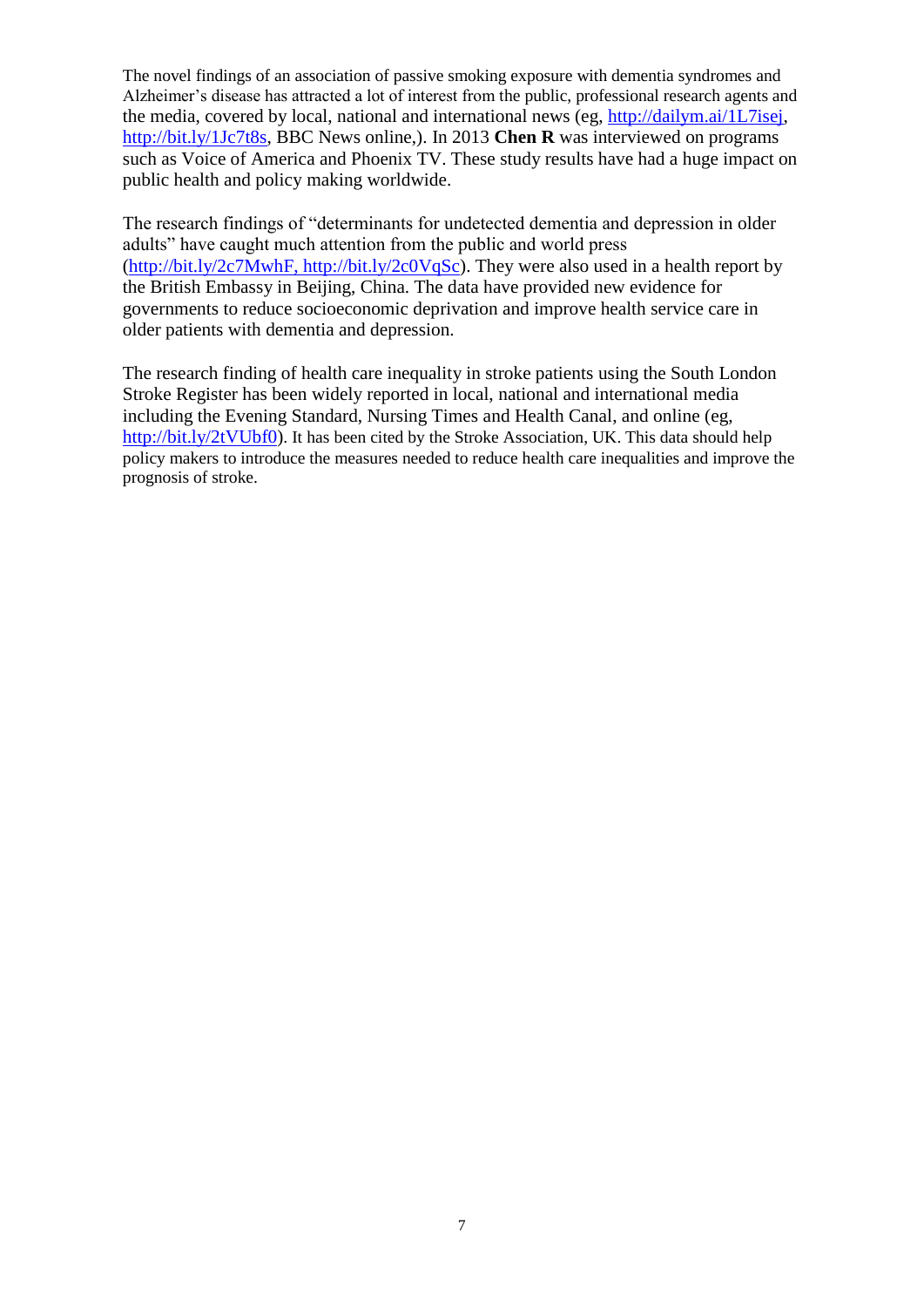The novel findings of an association of passive smoking exposure with dementia syndromes and Alzheimer's disease has attracted a lot of interest from the public, professional research agents and the media, covered by local, national and international news (eg, http://dailym.ai/1L7isej, http://bit.ly/1Jc7t8s, BBC News online,). In 2013 **Chen R** was interviewed on programs such as Voice of America and Phoenix TV. These study results have had a huge impact on public health and policy making worldwide.

The research findings of "determinants for undetected dementia and depression in older adults" have caught much attention from the public and world press (http://bit.ly/2c7MwhF, http://bit.ly/2c0VqSc). They were also used in a health report by the British Embassy in Beijing, China. The data have provided new evidence for governments to reduce socioeconomic deprivation and improve health service care in older patients with dementia and depression.

The research finding of health care inequality in stroke patients using the South London Stroke Register has been widely reported in local, national and international media including the Evening Standard, Nursing Times and Health Canal, and online (eg, http://bit.ly/2tVUbf0). It has been cited by the Stroke Association, UK. This data should help policy makers to introduce the measures needed to reduce health care inequalities and improve the prognosis of stroke.